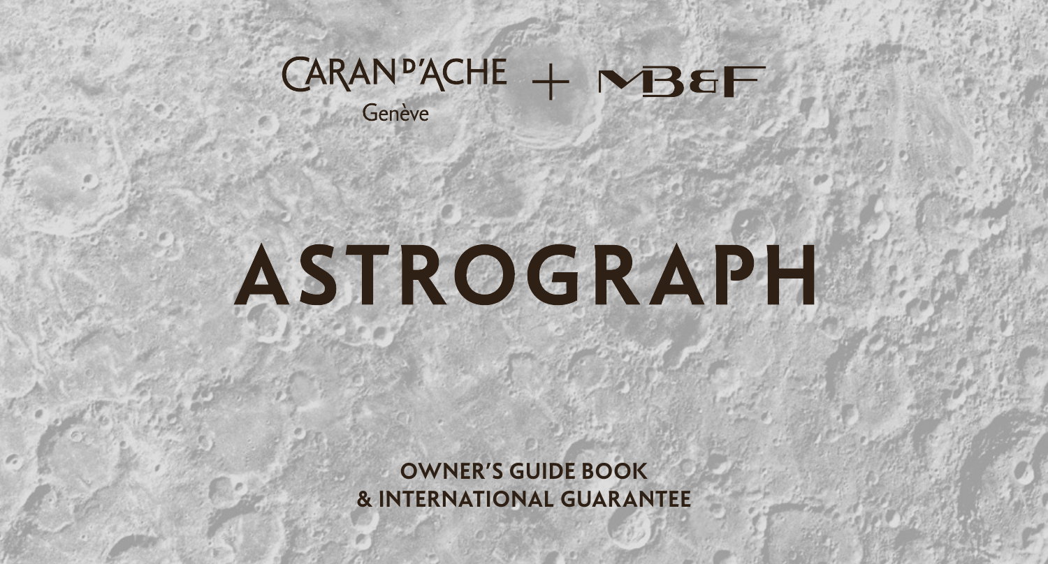CARAN D'ACHE
Genève
+ MB&F

# ASTROGRAPH

**OWNER'S GUIDE BOOK**
**& INTERNATIONAL GUARANTEE**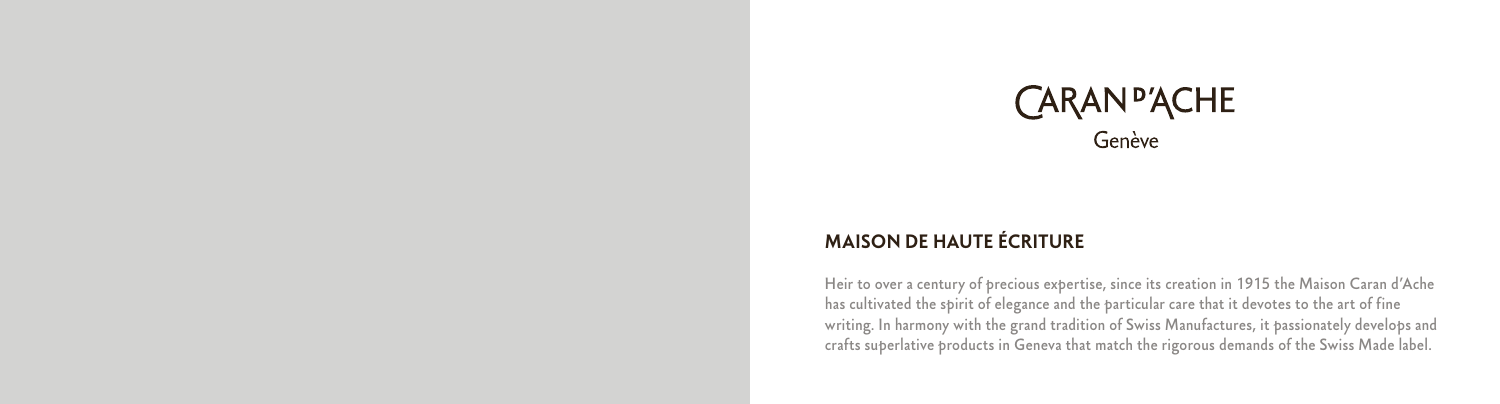CARAN D'ACHE
Genève

## MAISON DE HAUTE ÉCRITURE

Heir to over a century of precious expertise, since its creation in 1915 the Maison Caran d'Ache has cultivated the spirit of elegance and the particular care that it devotes to the art of fine writing. In harmony with the grand tradition of Swiss Manufactures, it passionately develops and crafts superlative products in Geneva that match the rigorous demands of the Swiss Made label.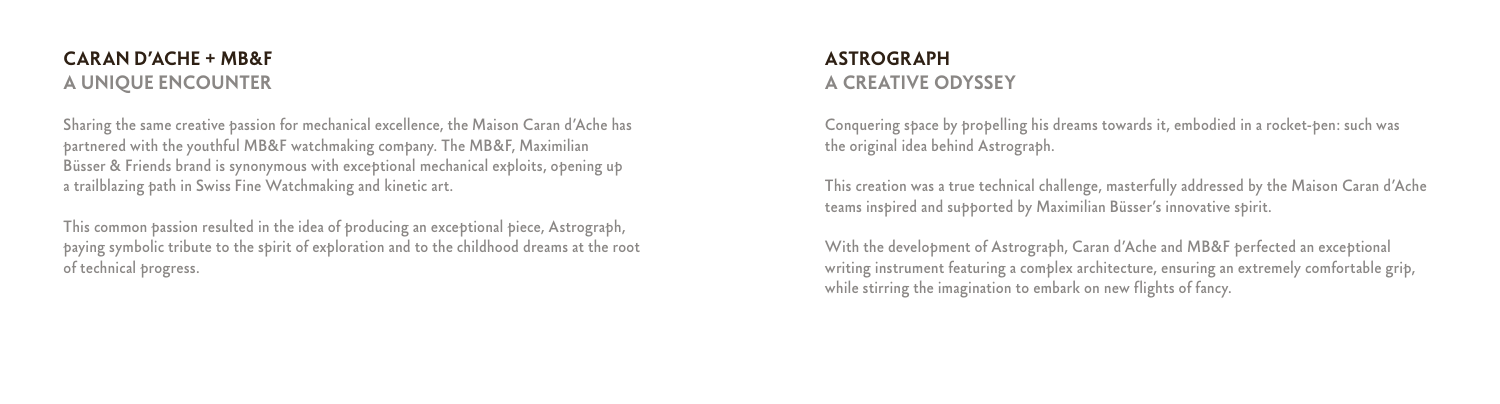## CARAN D'ACHE + MB&F
### A UNIQUE ENCOUNTER

Sharing the same creative passion for mechanical excellence, the Maison Caran d'Ache has partnered with the youthful MB&F watchmaking company. The MB&F, Maximilian Büsser & Friends brand is synonymous with exceptional mechanical exploits, opening up a trailblazing path in Swiss Fine Watchmaking and kinetic art.

This common passion resulted in the idea of producing an exceptional piece, Astrograph, paying symbolic tribute to the spirit of exploration and to the childhood dreams at the root of technical progress.

## ASTROGRAPH
### A CREATIVE ODYSSEY

Conquering space by propelling his dreams towards it, embodied in a rocket-pen: such was the original idea behind Astrograph.

This creation was a true technical challenge, masterfully addressed by the Maison Caran d'Ache teams inspired and supported by Maximilian Büsser's innovative spirit.

With the development of Astrograph, Caran d'Ache and MB&F perfected an exceptional writing instrument featuring a complex architecture, ensuring an extremely comfortable grip, while stirring the imagination to embark on new flights of fancy.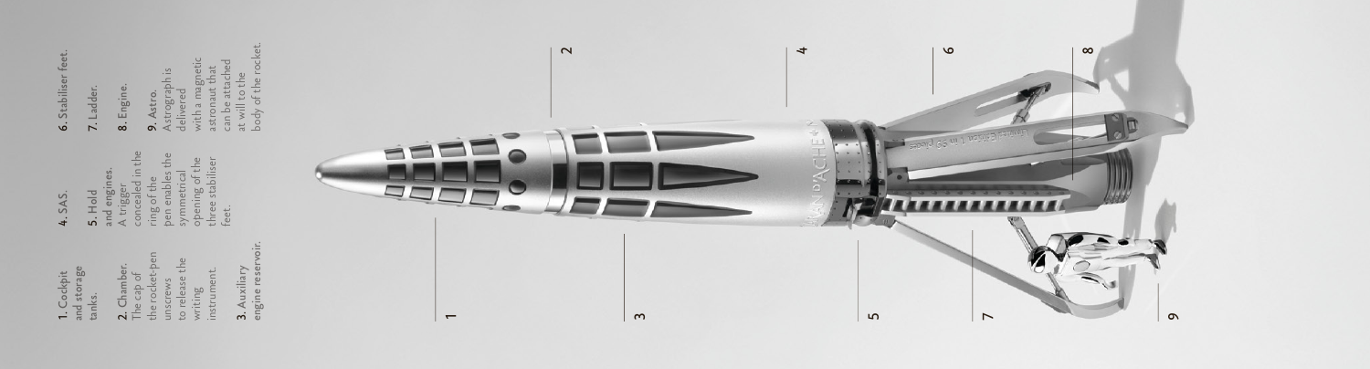1. Cockpit and storage tanks.

2. Chamber. The cap of the rocket-pen unscrews to release the writing instrument.

3. Auxiliary engine reservoir.

4. SAS.

5. Hold and engines. A trigger concealed in the ring of the pen enables the symmetrical opening of the three stabiliser feet.

6. Stabiliser feet.

7. Ladder.

8. Engine.

9. Astro. Astrograph is delivered with a magnetic astronaut that can be attached at will to the body of the rocket.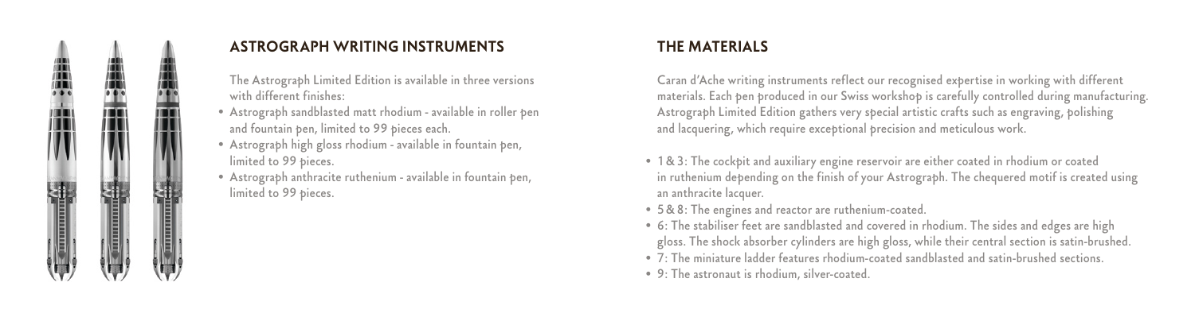## ASTROGRAPH WRITING INSTRUMENTS

The Astrograph Limited Edition is available in three versions with different finishes:

- Astrograph sandblasted matt rhodium - available in roller pen and fountain pen, limited to 99 pieces each.
- Astrograph high gloss rhodium - available in fountain pen, limited to 99 pieces.
- Astrograph anthracite ruthenium - available in fountain pen, limited to 99 pieces.

## THE MATERIALS

Caran d'Ache writing instruments reflect our recognised expertise in working with different materials. Each pen produced in our Swiss workshop is carefully controlled during manufacturing. Astrograph Limited Edition gathers very special artistic crafts such as engraving, polishing and lacquering, which require exceptional precision and meticulous work.

- 1 & 3: The cockpit and auxiliary engine reservoir are either coated in rhodium or coated in ruthenium depending on the finish of your Astrograph. The chequered motif is created using an anthracite lacquer.
- 5 & 8: The engines and reactor are ruthenium-coated.
- 6: The stabiliser feet are sandblasted and covered in rhodium. The sides and edges are high gloss. The shock absorber cylinders are high gloss, while their central section is satin-brushed.
- 7: The miniature ladder features rhodium-coated sandblasted and satin-brushed sections.
- 9: The astronaut is rhodium, silver-coated.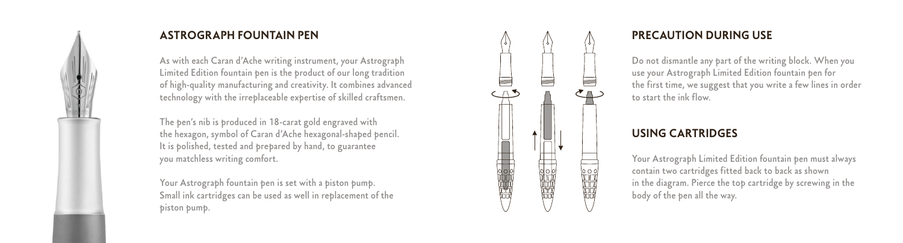## ASTROGRAPH FOUNTAIN PEN

As with each Caran d'Ache writing instrument, your Astrograph Limited Edition fountain pen is the product of our long tradition of high-quality manufacturing and creativity. It combines advanced technology with the irreplaceable expertise of skilled craftsmen.

The pen's nib is produced in 18-carat gold engraved with the hexagon, symbol of Caran d'Ache hexagonal-shaped pencil. It is polished, tested and prepared by hand, to guarantee you matchless writing comfort.

Your Astrograph fountain pen is set with a piston pump. Small ink cartridges can be used as well in replacement of the piston pump.

## PRECAUTION DURING USE

Do not dismantle any part of the writing block. When you use your Astrograph Limited Edition fountain pen for the first time, we suggest that you write a few lines in order to start the ink flow.

## USING CARTRIDGES

Your Astrograph Limited Edition fountain pen must always contain two cartridges fitted back to back as shown in the diagram. Pierce the top cartridge by screwing in the body of the pen all the way.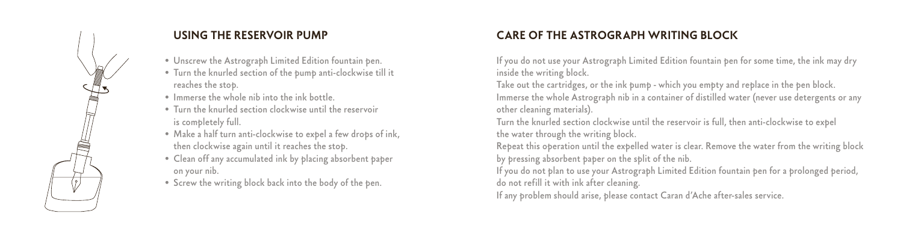## USING THE RESERVOIR PUMP

- Unscrew the Astrograph Limited Edition fountain pen.
- Turn the knurled section of the pump anti-clockwise till it reaches the stop.
- Immerse the whole nib into the ink bottle.
- Turn the knurled section clockwise until the reservoir is completely full.
- Make a half turn anti-clockwise to expel a few drops of ink, then clockwise again until it reaches the stop.
- Clean off any accumulated ink by placing absorbent paper on your nib.
- Screw the writing block back into the body of the pen.

## CARE OF THE ASTROGRAPH WRITING BLOCK

If you do not use your Astrograph Limited Edition fountain pen for some time, the ink may dry inside the writing block.

Take out the cartridges, or the ink pump - which you empty and replace in the pen block.

Immerse the whole Astrograph nib in a container of distilled water (never use detergents or any other cleaning materials).

Turn the knurled section clockwise until the reservoir is full, then anti-clockwise to expel the water through the writing block.

Repeat this operation until the expelled water is clear. Remove the water from the writing block by pressing absorbent paper on the split of the nib.

If you do not plan to use your Astrograph Limited Edition fountain pen for a prolonged period, do not refill it with ink after cleaning.

If any problem should arise, please contact Caran d'Ache after-sales service.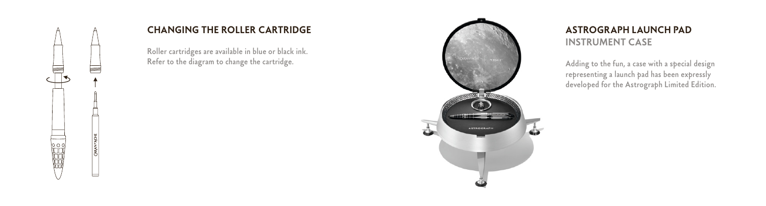## CHANGING THE ROLLER CARTRIDGE

Roller cartridges are available in blue or black ink.
Refer to the diagram to change the cartridge.

## ASTROGRAPH LAUNCH PAD
### INSTRUMENT CASE

Adding to the fun, a case with a special design representing a launch pad has been expressly developed for the Astrograph Limited Edition.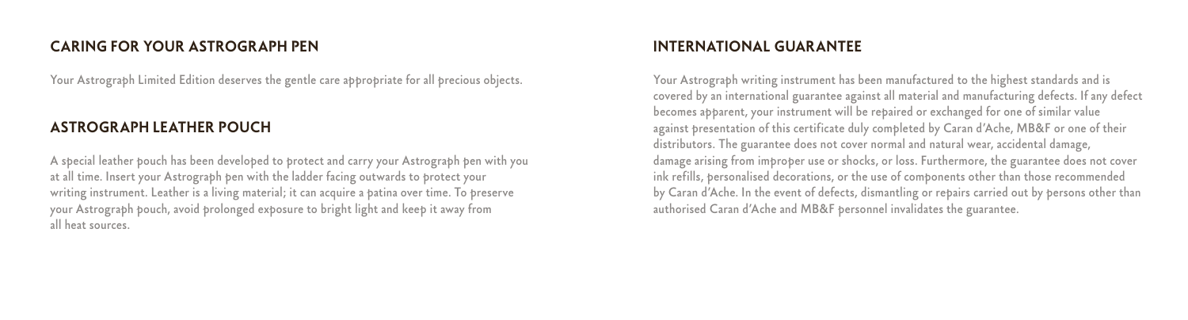## CARING FOR YOUR ASTROGRAPH PEN

Your Astrograph Limited Edition deserves the gentle care appropriate for all precious objects.

## ASTROGRAPH LEATHER POUCH

A special leather pouch has been developed to protect and carry your Astrograph pen with you at all time. Insert your Astrograph pen with the ladder facing outwards to protect your writing instrument. Leather is a living material; it can acquire a patina over time. To preserve your Astrograph pouch, avoid prolonged exposure to bright light and keep it away from all heat sources.

## INTERNATIONAL GUARANTEE

Your Astrograph writing instrument has been manufactured to the highest standards and is covered by an international guarantee against all material and manufacturing defects. If any defect becomes apparent, your instrument will be repaired or exchanged for one of similar value against presentation of this certificate duly completed by Caran d'Ache, MB&F or one of their distributors. The guarantee does not cover normal and natural wear, accidental damage, damage arising from improper use or shocks, or loss. Furthermore, the guarantee does not cover ink refills, personalised decorations, or the use of components other than those recommended by Caran d'Ache. In the event of defects, dismantling or repairs carried out by persons other than authorised Caran d'Ache and MB&F personnel invalidates the guarantee.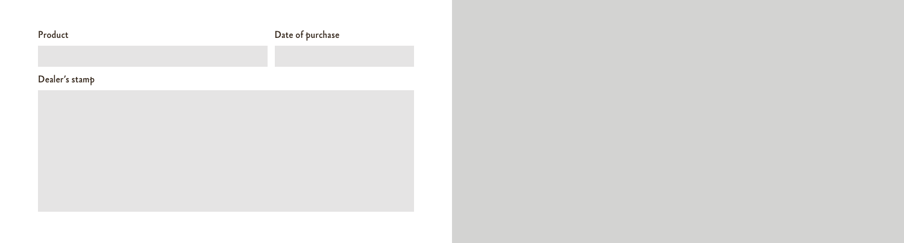Product

Date of purchase

Dealer's stamp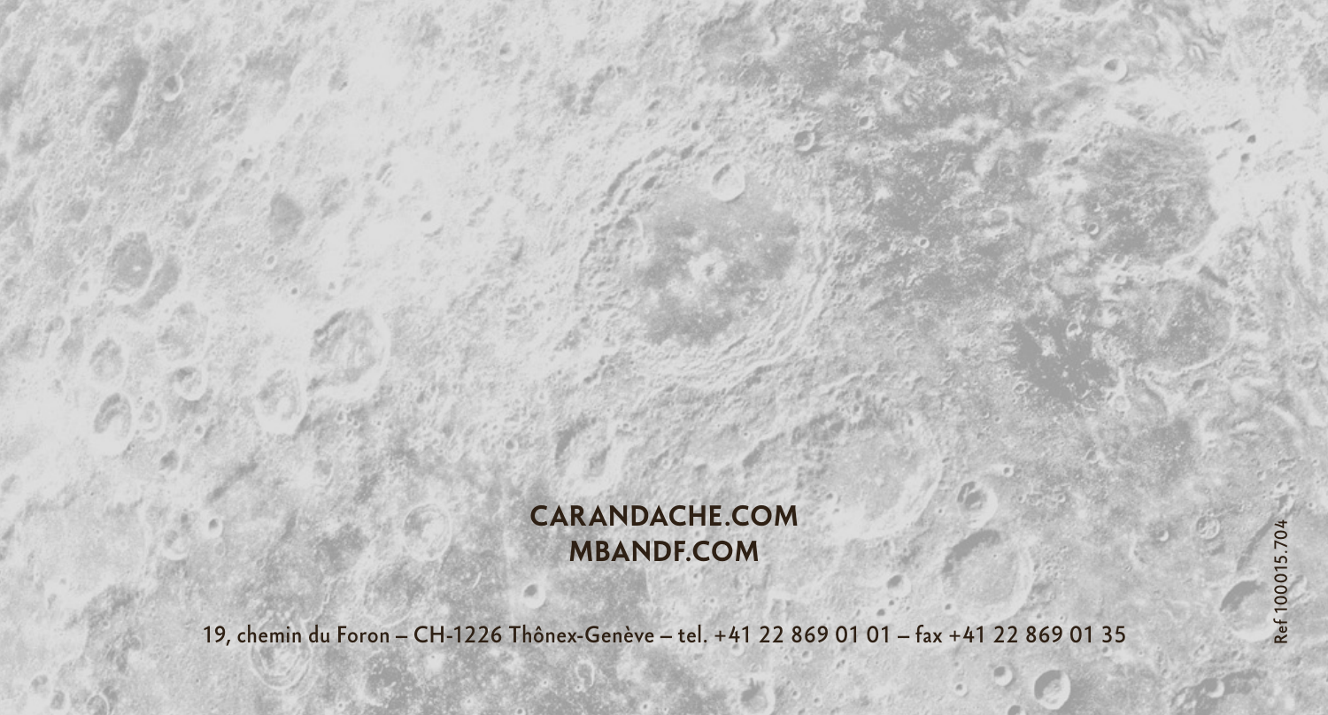**CARANDACHE.COM**
**MBANDF.COM**

19, chemin du Foron – CH-1226 Thônex-Genève – tel. +41 22 869 01 01 – fax +41 22 869 01 35

Ref 100015.704